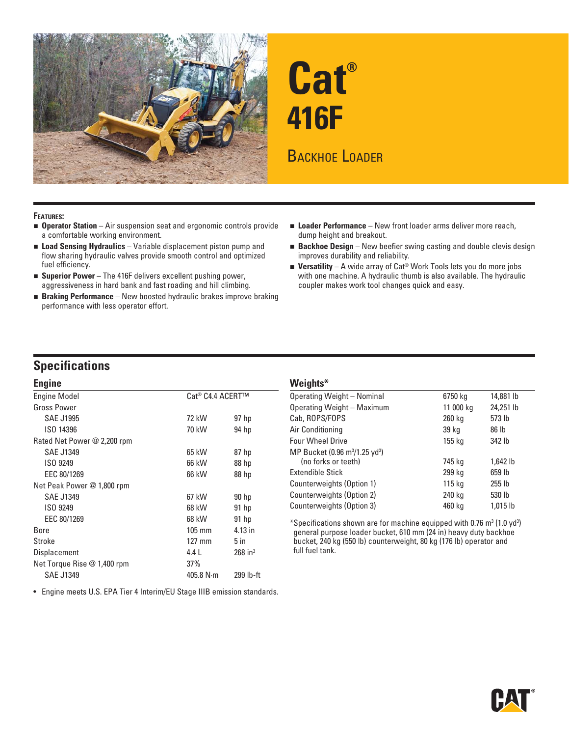# Cat®

# 416F

## Backhoe Loader

**Features:**

- **Operator Station** – Air suspension seat and ergonomic controls provide a comfortable working environment.
- **Load Sensing Hydraulics** – Variable displacement piston pump and flow sharing hydraulic valves provide smooth control and optimized fuel efficiency.
- **Superior Power** – The 416F delivers excellent pushing power, aggressiveness in hard bank and fast roading and hill climbing.
- **Braking Performance** – New boosted hydraulic brakes improve braking performance with less operator effort.
- **Loader Performance** – New front loader arms deliver more reach, dump height and breakout.
- **Backhoe Design** – New beefier swing casting and double clevis design improves durability and reliability.
- **Versatility** – A wide array of Cat® Work Tools lets you do more jobs with one machine. A hydraulic thumb is also available. The hydraulic coupler makes work tool changes quick and easy.

## Specifications

### Engine

| | | |
|---|---|---|
| Engine Model | Cat® C4.4 ACERT™ | |
| Gross Power | | |
| SAE J1995 | 72 kW | 97 hp |
| ISO 14396 | 70 kW | 94 hp |
| Rated Net Power @ 2,200 rpm | | |
| SAE J1349 | 65 kW | 87 hp |
| ISO 9249 | 66 kW | 88 hp |
| EEC 80/1269 | 66 kW | 88 hp |
| Net Peak Power @ 1,800 rpm | | |
| SAE J1349 | 67 kW | 90 hp |
| ISO 9249 | 68 kW | 91 hp |
| EEC 80/1269 | 68 kW | 91 hp |
| Bore | 105 mm | 4.13 in |
| Stroke | 127 mm | 5 in |
| Displacement | 4.4 L | 268 in³ |
| Net Torque Rise @ 1,400 rpm | 37% | |
| SAE J1349 | 405.8 N·m | 299 lb-ft |

- Engine meets U.S. EPA Tier 4 Interim/EU Stage IIIB emission standards.

### Weights*

| | | |
|---|---|---|
| Operating Weight – Nominal | 6750 kg | 14,881 lb |
| Operating Weight – Maximum | 11 000 kg | 24,251 lb |
| Cab, ROPS/FOPS | 260 kg | 573 lb |
| Air Conditioning | 39 kg | 86 lb |
| Four Wheel Drive | 155 kg | 342 lb |
| MP Bucket (0.96 m³/1.25 yd³) (no forks or teeth) | 745 kg | 1,642 lb |
| Extendible Stick | 299 kg | 659 lb |
| Counterweights (Option 1) | 115 kg | 255 lb |
| Counterweights (Option 2) | 240 kg | 530 lb |
| Counterweights (Option 3) | 460 kg | 1,015 lb |

*Specifications shown are for machine equipped with 0.76 m³ (1.0 yd³) general purpose loader bucket, 610 mm (24 in) heavy duty backhoe bucket, 240 kg (550 lb) counterweight, 80 kg (176 lb) operator and full fuel tank.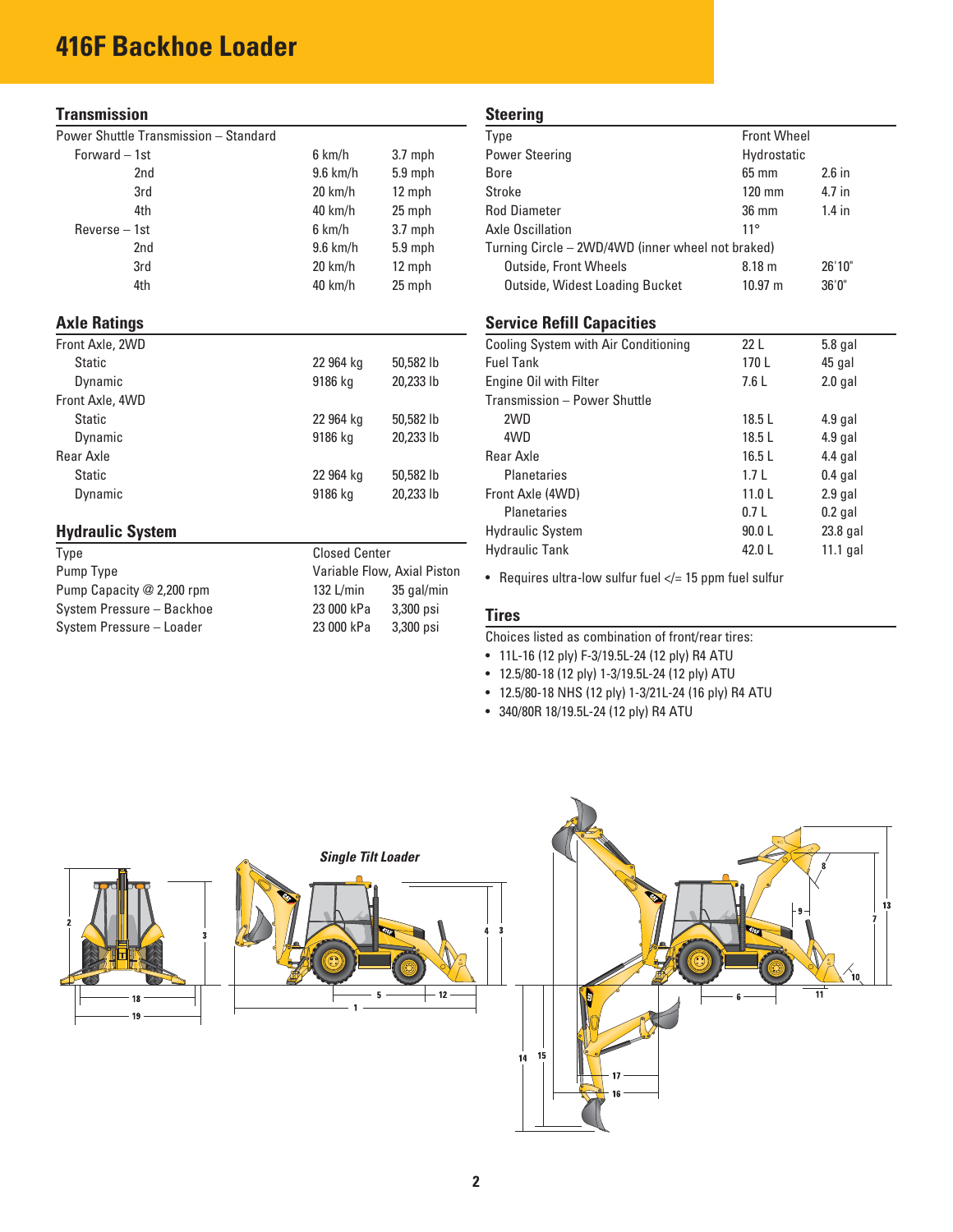# 416F Backhoe Loader

## Transmission

| Power Shuttle Transmission – Standard | | |
|---|---|---|
| Forward – 1st | 6 km/h | 3.7 mph |
| 2nd | 9.6 km/h | 5.9 mph |
| 3rd | 20 km/h | 12 mph |
| 4th | 40 km/h | 25 mph |
| Reverse – 1st | 6 km/h | 3.7 mph |
| 2nd | 9.6 km/h | 5.9 mph |
| 3rd | 20 km/h | 12 mph |
| 4th | 40 km/h | 25 mph |

## Axle Ratings

| | | |
|---|---|---|
| Front Axle, 2WD | | |
| Static | 22 964 kg | 50,582 lb |
| Dynamic | 9186 kg | 20,233 lb |
| Front Axle, 4WD | | |
| Static | 22 964 kg | 50,582 lb |
| Dynamic | 9186 kg | 20,233 lb |
| Rear Axle | | |
| Static | 22 964 kg | 50,582 lb |
| Dynamic | 9186 kg | 20,233 lb |

## Hydraulic System

| | | |
|---|---|---|
| Type | Closed Center | |
| Pump Type | Variable Flow, Axial Piston | |
| Pump Capacity @ 2,200 rpm | 132 L/min | 35 gal/min |
| System Pressure – Backhoe | 23 000 kPa | 3,300 psi |
| System Pressure – Loader | 23 000 kPa | 3,300 psi |

## Steering

| | | |
|---|---|---|
| Type | Front Wheel | |
| Power Steering | Hydrostatic | |
| Bore | 65 mm | 2.6 in |
| Stroke | 120 mm | 4.7 in |
| Rod Diameter | 36 mm | 1.4 in |
| Axle Oscillation | 11° | |
| Turning Circle – 2WD/4WD (inner wheel not braked) | | |
| Outside, Front Wheels | 8.18 m | 26'10" |
| Outside, Widest Loading Bucket | 10.97 m | 36'0" |

## Service Refill Capacities

| | | |
|---|---|---|
| Cooling System with Air Conditioning | 22 L | 5.8 gal |
| Fuel Tank | 170 L | 45 gal |
| Engine Oil with Filter | 7.6 L | 2.0 gal |
| Transmission – Power Shuttle | | |
| 2WD | 18.5 L | 4.9 gal |
| 4WD | 18.5 L | 4.9 gal |
| Rear Axle | 16.5 L | 4.4 gal |
| Planetaries | 1.7 L | 0.4 gal |
| Front Axle (4WD) | 11.0 L | 2.9 gal |
| Planetaries | 0.7 L | 0.2 gal |
| Hydraulic System | 90.0 L | 23.8 gal |
| Hydraulic Tank | 42.0 L | 11.1 gal |

- Requires ultra-low sulfur fuel </= 15 ppm fuel sulfur

## Tires

Choices listed as combination of front/rear tires:

- 11L-16 (12 ply) F-3/19.5L-24 (12 ply) R4 ATU
- 12.5/80-18 (12 ply) 1-3/19.5L-24 (12 ply) ATU
- 12.5/80-18 NHS (12 ply) 1-3/21L-24 (16 ply) R4 ATU
- 340/80R 18/19.5L-24 (12 ply) R4 ATU

*Single Tilt Loader*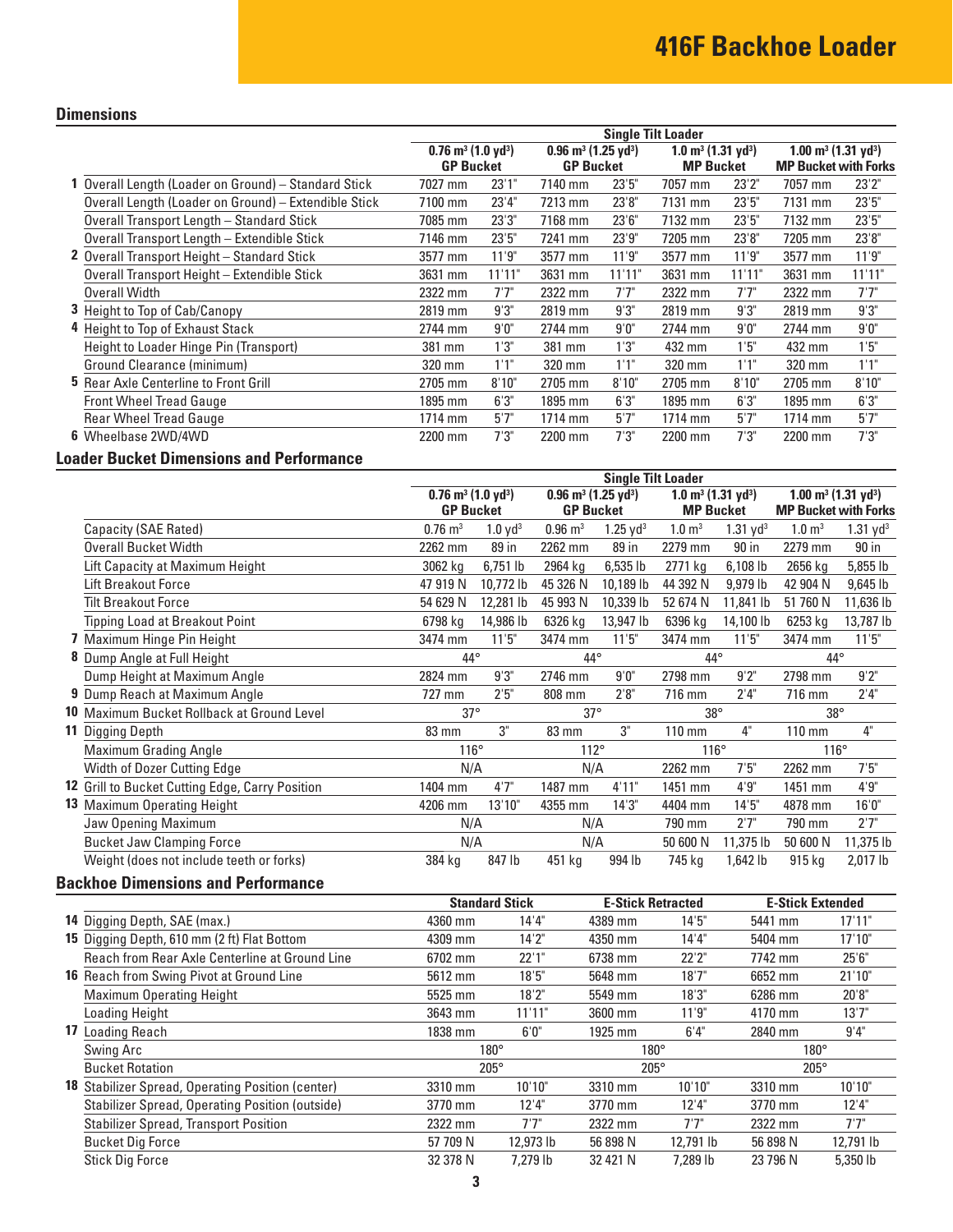# 416F Backhoe Loader

## Dimensions

| | | Single Tilt Loader | | | | | | | |
|---|---|---|---|---|---|---|---|---|---|
| | | 0.76 m³ (1.0 yd³) GP Bucket | | 0.96 m³ (1.25 yd³) GP Bucket | | 1.0 m³ (1.31 yd³) MP Bucket | | 1.00 m³ (1.31 yd³) MP Bucket with Forks | |
| 1 | Overall Length (Loader on Ground) – Standard Stick | 7027 mm | 23'1" | 7140 mm | 23'5" | 7057 mm | 23'2" | 7057 mm | 23'2" |
| | Overall Length (Loader on Ground) – Extendible Stick | 7100 mm | 23'4" | 7213 mm | 23'8" | 7131 mm | 23'5" | 7131 mm | 23'5" |
| | Overall Transport Length – Standard Stick | 7085 mm | 23'3" | 7168 mm | 23'6" | 7132 mm | 23'5" | 7132 mm | 23'5" |
| | Overall Transport Length – Extendible Stick | 7146 mm | 23'5" | 7241 mm | 23'9" | 7205 mm | 23'8" | 7205 mm | 23'8" |
| 2 | Overall Transport Height – Standard Stick | 3577 mm | 11'9" | 3577 mm | 11'9" | 3577 mm | 11'9" | 3577 mm | 11'9" |
| | Overall Transport Height – Extendible Stick | 3631 mm | 11'11" | 3631 mm | 11'11" | 3631 mm | 11'11" | 3631 mm | 11'11" |
| | Overall Width | 2322 mm | 7'7" | 2322 mm | 7'7" | 2322 mm | 7'7" | 2322 mm | 7'7" |
| 3 | Height to Top of Cab/Canopy | 2819 mm | 9'3" | 2819 mm | 9'3" | 2819 mm | 9'3" | 2819 mm | 9'3" |
| 4 | Height to Top of Exhaust Stack | 2744 mm | 9'0" | 2744 mm | 9'0" | 2744 mm | 9'0" | 2744 mm | 9'0" |
| | Height to Loader Hinge Pin (Transport) | 381 mm | 1'3" | 381 mm | 1'3" | 432 mm | 1'5" | 432 mm | 1'5" |
| | Ground Clearance (minimum) | 320 mm | 1'1" | 320 mm | 1'1" | 320 mm | 1'1" | 320 mm | 1'1" |
| 5 | Rear Axle Centerline to Front Grill | 2705 mm | 8'10" | 2705 mm | 8'10" | 2705 mm | 8'10" | 2705 mm | 8'10" |
| | Front Wheel Tread Gauge | 1895 mm | 6'3" | 1895 mm | 6'3" | 1895 mm | 6'3" | 1895 mm | 6'3" |
| | Rear Wheel Tread Gauge | 1714 mm | 5'7" | 1714 mm | 5'7" | 1714 mm | 5'7" | 1714 mm | 5'7" |
| 6 | Wheelbase 2WD/4WD | 2200 mm | 7'3" | 2200 mm | 7'3" | 2200 mm | 7'3" | 2200 mm | 7'3" |

## Loader Bucket Dimensions and Performance

| | | Single Tilt Loader | | | | | | | |
|---|---|---|---|---|---|---|---|---|---|
| | | 0.76 m³ (1.0 yd³) GP Bucket | | 0.96 m³ (1.25 yd³) GP Bucket | | 1.0 m³ (1.31 yd³) MP Bucket | | 1.00 m³ (1.31 yd³) MP Bucket with Forks | |
| | Capacity (SAE Rated) | 0.76 m³ | 1.0 yd³ | 0.96 m³ | 1.25 yd³ | 1.0 m³ | 1.31 yd³ | 1.0 m³ | 1.31 yd³ |
| | Overall Bucket Width | 2262 mm | 89 in | 2262 mm | 89 in | 2279 mm | 90 in | 2279 mm | 90 in |
| | Lift Capacity at Maximum Height | 3062 kg | 6,751 lb | 2964 kg | 6,535 lb | 2771 kg | 6,108 lb | 2656 kg | 5,855 lb |
| | Lift Breakout Force | 47 919 N | 10,772 lb | 45 326 N | 10,189 lb | 44 392 N | 9,979 lb | 42 904 N | 9,645 lb |
| | Tilt Breakout Force | 54 629 N | 12,281 lb | 45 993 N | 10,339 lb | 52 674 N | 11,841 lb | 51 760 N | 11,636 lb |
| | Tipping Load at Breakout Point | 6798 kg | 14,986 lb | 6326 kg | 13,947 lb | 6396 kg | 14,100 lb | 6253 kg | 13,787 lb |
| 7 | Maximum Hinge Pin Height | 3474 mm | 11'5" | 3474 mm | 11'5" | 3474 mm | 11'5" | 3474 mm | 11'5" |
| 8 | Dump Angle at Full Height | 44° | | 44° | | 44° | | 44° | |
| | Dump Height at Maximum Angle | 2824 mm | 9'3" | 2746 mm | 9'0" | 2798 mm | 9'2" | 2798 mm | 9'2" |
| 9 | Dump Reach at Maximum Angle | 727 mm | 2'5" | 808 mm | 2'8" | 716 mm | 2'4" | 716 mm | 2'4" |
| 10 | Maximum Bucket Rollback at Ground Level | 37° | | 37° | | 38° | | 38° | |
| 11 | Digging Depth | 83 mm | 3" | 83 mm | 3" | 110 mm | 4" | 110 mm | 4" |
| | Maximum Grading Angle | 116° | | 112° | | 116° | | 116° | |
| | Width of Dozer Cutting Edge | N/A | | N/A | | 2262 mm | 7'5" | 2262 mm | 7'5" |
| 12 | Grill to Bucket Cutting Edge, Carry Position | 1404 mm | 4'7" | 1487 mm | 4'11" | 1451 mm | 4'9" | 1451 mm | 4'9" |
| 13 | Maximum Operating Height | 4206 mm | 13'10" | 4355 mm | 14'3" | 4404 mm | 14'5" | 4878 mm | 16'0" |
| | Jaw Opening Maximum | N/A | | N/A | | 790 mm | 2'7" | 790 mm | 2'7" |
| | Bucket Jaw Clamping Force | N/A | | N/A | | 50 600 N | 11,375 lb | 50 600 N | 11,375 lb |
| | Weight (does not include teeth or forks) | 384 kg | 847 lb | 451 kg | 994 lb | 745 kg | 1,642 lb | 915 kg | 2,017 lb |

## Backhoe Dimensions and Performance

| | | Standard Stick | | E-Stick Retracted | | E-Stick Extended | |
|---|---|---|---|---|---|---|---|
| 14 | Digging Depth, SAE (max.) | 4360 mm | 14'4" | 4389 mm | 14'5" | 5441 mm | 17'11" |
| 15 | Digging Depth, 610 mm (2 ft) Flat Bottom | 4309 mm | 14'2" | 4350 mm | 14'4" | 5404 mm | 17'10" |
| | Reach from Rear Axle Centerline at Ground Line | 6702 mm | 22'1" | 6738 mm | 22'2" | 7742 mm | 25'6" |
| 16 | Reach from Swing Pivot at Ground Line | 5612 mm | 18'5" | 5648 mm | 18'7" | 6652 mm | 21'10" |
| | Maximum Operating Height | 5525 mm | 18'2" | 5549 mm | 18'3" | 6286 mm | 20'8" |
| | Loading Height | 3643 mm | 11'11" | 3600 mm | 11'9" | 4170 mm | 13'7" |
| 17 | Loading Reach | 1838 mm | 6'0" | 1925 mm | 6'4" | 2840 mm | 9'4" |
| | Swing Arc | 180° | | 180° | | 180° | |
| | Bucket Rotation | 205° | | 205° | | 205° | |
| 18 | Stabilizer Spread, Operating Position (center) | 3310 mm | 10'10" | 3310 mm | 10'10" | 3310 mm | 10'10" |
| | Stabilizer Spread, Operating Position (outside) | 3770 mm | 12'4" | 3770 mm | 12'4" | 3770 mm | 12'4" |
| | Stabilizer Spread, Transport Position | 2322 mm | 7'7" | 2322 mm | 7'7" | 2322 mm | 7'7" |
| | Bucket Dig Force | 57 709 N | 12,973 lb | 56 898 N | 12,791 lb | 56 898 N | 12,791 lb |
| | Stick Dig Force | 32 378 N | 7,279 lb | 32 421 N | 7,289 lb | 23 796 N | 5,350 lb |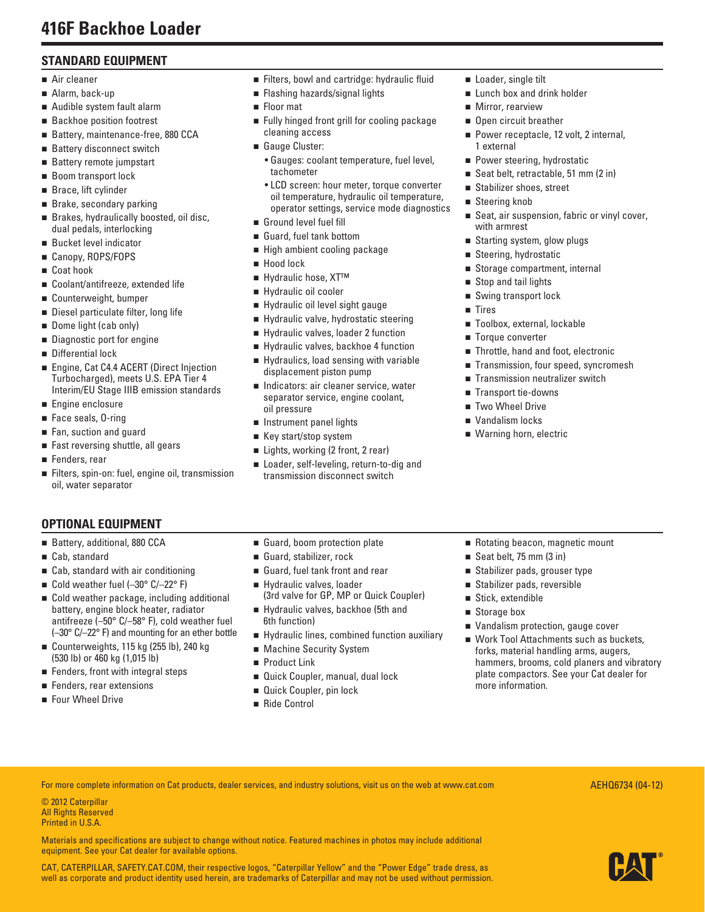# 416F Backhoe Loader

## STANDARD EQUIPMENT

- Air cleaner
- Alarm, back-up
- Audible system fault alarm
- Backhoe position footrest
- Battery, maintenance-free, 880 CCA
- Battery disconnect switch
- Battery remote jumpstart
- Boom transport lock
- Brace, lift cylinder
- Brake, secondary parking
- Brakes, hydraulically boosted, oil disc, dual pedals, interlocking
- Bucket level indicator
- Canopy, ROPS/FOPS
- Coat hook
- Coolant/antifreeze, extended life
- Counterweight, bumper
- Diesel particulate filter, long life
- Dome light (cab only)
- Diagnostic port for engine
- Differential lock
- Engine, Cat C4.4 ACERT (Direct Injection Turbocharged), meets U.S. EPA Tier 4 Interim/EU Stage IIIB emission standards
- Engine enclosure
- Face seals, O-ring
- Fan, suction and guard
- Fast reversing shuttle, all gears
- Fenders, rear
- Filters, spin-on: fuel, engine oil, transmission oil, water separator
- Filters, bowl and cartridge: hydraulic fluid
- Flashing hazards/signal lights
- Floor mat
- Fully hinged front grill for cooling package cleaning access
- Gauge Cluster:
  - Gauges: coolant temperature, fuel level, tachometer
  - LCD screen: hour meter, torque converter oil temperature, hydraulic oil temperature, operator settings, service mode diagnostics
- Ground level fuel fill
- Guard, fuel tank bottom
- High ambient cooling package
- Hood lock
- Hydraulic hose, XT™
- Hydraulic oil cooler
- Hydraulic oil level sight gauge
- Hydraulic valve, hydrostatic steering
- Hydraulic valves, loader 2 function
- Hydraulic valves, backhoe 4 function
- Hydraulics, load sensing with variable displacement piston pump
- Indicators: air cleaner service, water separator service, engine coolant, oil pressure
- Instrument panel lights
- Key start/stop system
- Lights, working (2 front, 2 rear)
- Loader, self-leveling, return-to-dig and transmission disconnect switch
- Loader, single tilt
- Lunch box and drink holder
- Mirror, rearview
- Open circuit breather
- Power receptacle, 12 volt, 2 internal, 1 external
- Power steering, hydrostatic
- Seat belt, retractable, 51 mm (2 in)
- Stabilizer shoes, street
- Steering knob
- Seat, air suspension, fabric or vinyl cover, with armrest
- Starting system, glow plugs
- Steering, hydrostatic
- Storage compartment, internal
- Stop and tail lights
- Swing transport lock
- Tires
- Toolbox, external, lockable
- Torque converter
- Throttle, hand and foot, electronic
- Transmission, four speed, syncromesh
- Transmission neutralizer switch
- Transport tie-downs
- Two Wheel Drive
- Vandalism locks
- Warning horn, electric

## OPTIONAL EQUIPMENT

- Battery, additional, 880 CCA
- Cab, standard
- Cab, standard with air conditioning
- Cold weather fuel (–30° C/–22° F)
- Cold weather package, including additional battery, engine block heater, radiator antifreeze (–50° C/–58° F), cold weather fuel (–30° C/–22° F) and mounting for an ether bottle
- Counterweights, 115 kg (255 lb), 240 kg (530 lb) or 460 kg (1,015 lb)
- Fenders, front with integral steps
- Fenders, rear extensions
- Four Wheel Drive
- Guard, boom protection plate
- Guard, stabilizer, rock
- Guard, fuel tank front and rear
- Hydraulic valves, loader (3rd valve for GP, MP or Quick Coupler)
- Hydraulic valves, backhoe (5th and 6th function)
- Hydraulic lines, combined function auxiliary
- Machine Security System
- Product Link
- Quick Coupler, manual, dual lock
- Quick Coupler, pin lock
- Ride Control
- Rotating beacon, magnetic mount
- Seat belt, 75 mm (3 in)
- Stabilizer pads, grouser type
- Stabilizer pads, reversible
- Stick, extendible
- Storage box
- Vandalism protection, gauge cover
- Work Tool Attachments such as buckets, forks, material handling arms, augers, hammers, brooms, cold planers and vibratory plate compactors. See your Cat dealer for more information.

For more complete information on Cat products, dealer services, and industry solutions, visit us on the web at www.cat.com

AEHQ6734 (04-12)

© 2012 Caterpillar
All Rights Reserved
Printed in U.S.A.

Materials and specifications are subject to change without notice. Featured machines in photos may include additional equipment. See your Cat dealer for available options.

CAT, CATERPILLAR, SAFETY.CAT.COM, their respective logos, "Caterpillar Yellow" and the "Power Edge" trade dress, as well as corporate and product identity used herein, are trademarks of Caterpillar and may not be used without permission.